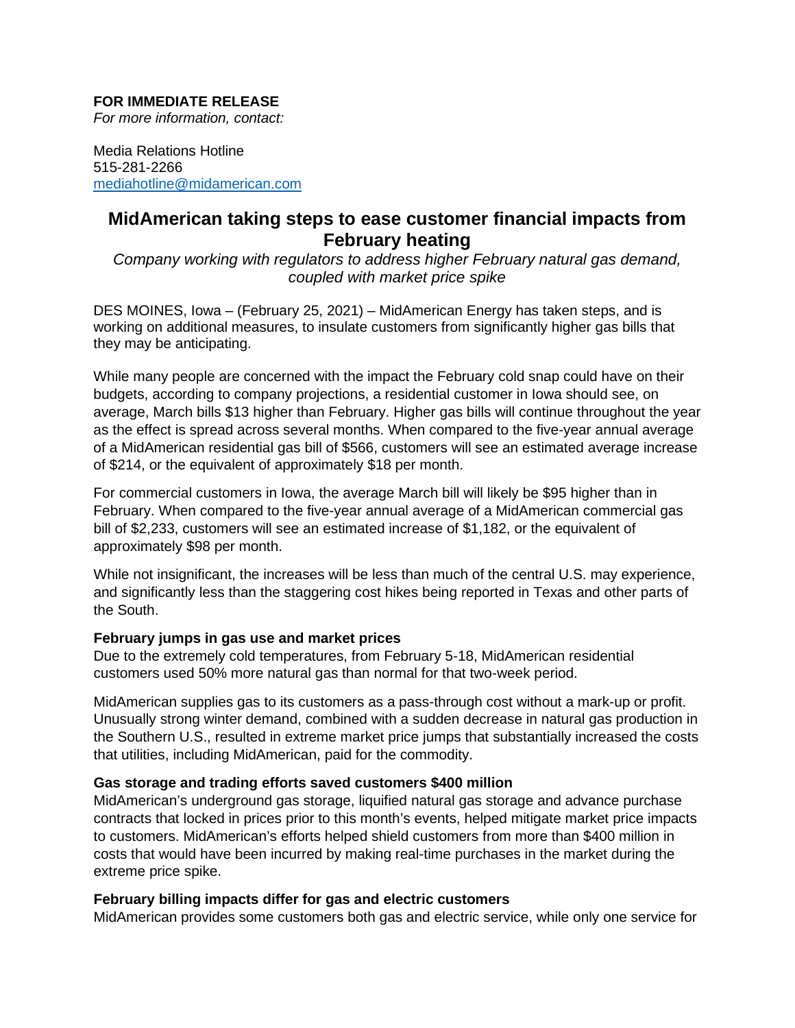**FOR IMMEDIATE RELEASE**
*For more information, contact:*

Media Relations Hotline
515-281-2266
mediahotline@midamerican.com

# MidAmerican taking steps to ease customer financial impacts from February heating

*Company working with regulators to address higher February natural gas demand, coupled with market price spike*

DES MOINES, Iowa – (February 25, 2021) – MidAmerican Energy has taken steps, and is working on additional measures, to insulate customers from significantly higher gas bills that they may be anticipating.

While many people are concerned with the impact the February cold snap could have on their budgets, according to company projections, a residential customer in Iowa should see, on average, March bills $13 higher than February. Higher gas bills will continue throughout the year as the effect is spread across several months. When compared to the five-year annual average of a MidAmerican residential gas bill of $566, customers will see an estimated average increase of $214, or the equivalent of approximately $18 per month.

For commercial customers in Iowa, the average March bill will likely be $95 higher than in February. When compared to the five-year annual average of a MidAmerican commercial gas bill of $2,233, customers will see an estimated increase of $1,182, or the equivalent of approximately $98 per month.

While not insignificant, the increases will be less than much of the central U.S. may experience, and significantly less than the staggering cost hikes being reported in Texas and other parts of the South.

**February jumps in gas use and market prices**

Due to the extremely cold temperatures, from February 5-18, MidAmerican residential customers used 50% more natural gas than normal for that two-week period.

MidAmerican supplies gas to its customers as a pass-through cost without a mark-up or profit. Unusually strong winter demand, combined with a sudden decrease in natural gas production in the Southern U.S., resulted in extreme market price jumps that substantially increased the costs that utilities, including MidAmerican, paid for the commodity.

**Gas storage and trading efforts saved customers $400 million**

MidAmerican's underground gas storage, liquified natural gas storage and advance purchase contracts that locked in prices prior to this month's events, helped mitigate market price impacts to customers. MidAmerican's efforts helped shield customers from more than $400 million in costs that would have been incurred by making real-time purchases in the market during the extreme price spike.

**February billing impacts differ for gas and electric customers**

MidAmerican provides some customers both gas and electric service, while only one service for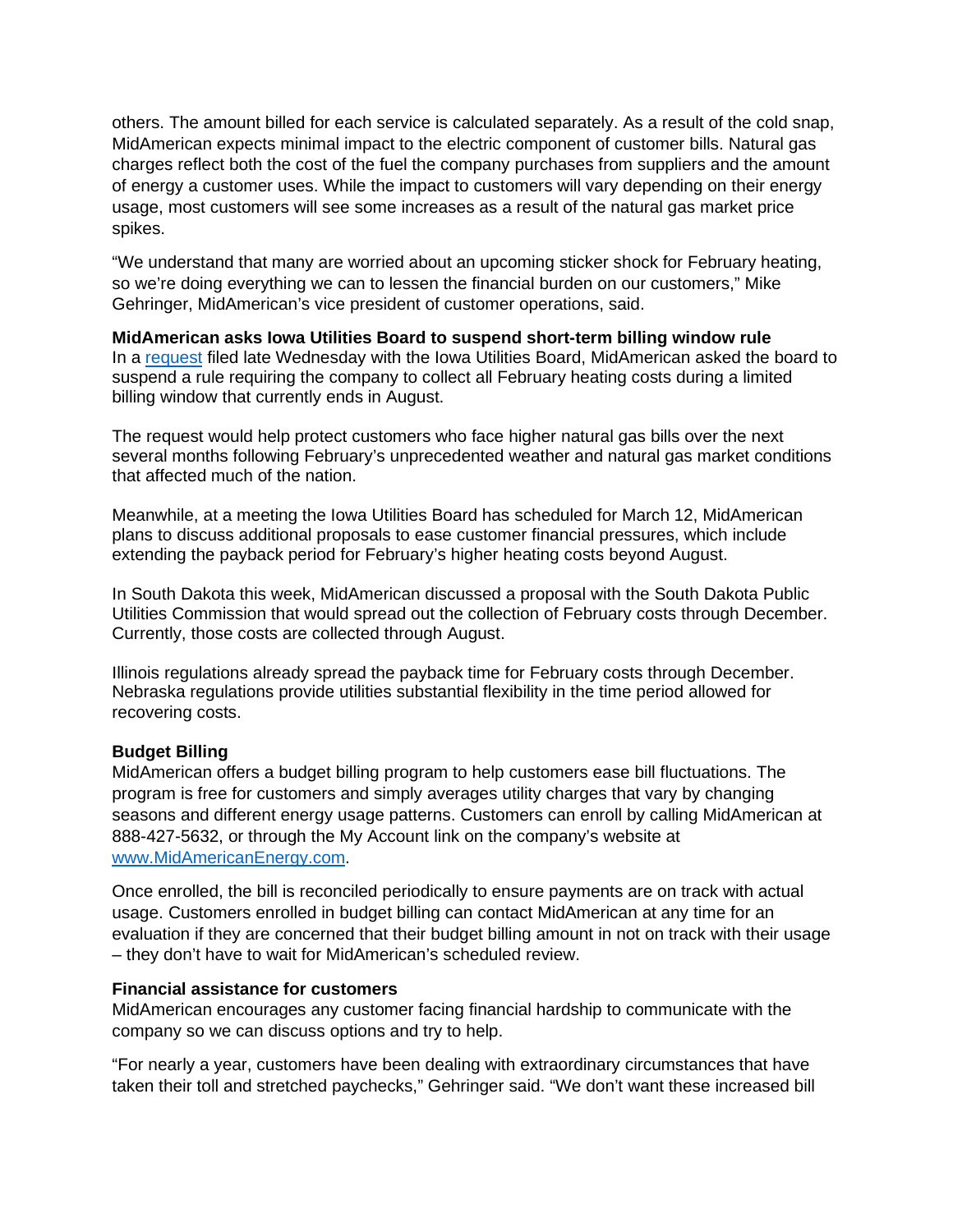others. The amount billed for each service is calculated separately. As a result of the cold snap, MidAmerican expects minimal impact to the electric component of customer bills. Natural gas charges reflect both the cost of the fuel the company purchases from suppliers and the amount of energy a customer uses. While the impact to customers will vary depending on their energy usage, most customers will see some increases as a result of the natural gas market price spikes.

"We understand that many are worried about an upcoming sticker shock for February heating, so we're doing everything we can to lessen the financial burden on our customers," Mike Gehringer, MidAmerican's vice president of customer operations, said.

**MidAmerican asks Iowa Utilities Board to suspend short-term billing window rule**
In a [request](request) filed late Wednesday with the Iowa Utilities Board, MidAmerican asked the board to suspend a rule requiring the company to collect all February heating costs during a limited billing window that currently ends in August.

The request would help protect customers who face higher natural gas bills over the next several months following February's unprecedented weather and natural gas market conditions that affected much of the nation.

Meanwhile, at a meeting the Iowa Utilities Board has scheduled for March 12, MidAmerican plans to discuss additional proposals to ease customer financial pressures, which include extending the payback period for February's higher heating costs beyond August.

In South Dakota this week, MidAmerican discussed a proposal with the South Dakota Public Utilities Commission that would spread out the collection of February costs through December. Currently, those costs are collected through August.

Illinois regulations already spread the payback time for February costs through December. Nebraska regulations provide utilities substantial flexibility in the time period allowed for recovering costs.

**Budget Billing**
MidAmerican offers a budget billing program to help customers ease bill fluctuations. The program is free for customers and simply averages utility charges that vary by changing seasons and different energy usage patterns. Customers can enroll by calling MidAmerican at 888-427-5632, or through the My Account link on the company's website at [www.MidAmericanEnergy.com](www.MidAmericanEnergy.com).

Once enrolled, the bill is reconciled periodically to ensure payments are on track with actual usage. Customers enrolled in budget billing can contact MidAmerican at any time for an evaluation if they are concerned that their budget billing amount in not on track with their usage – they don't have to wait for MidAmerican's scheduled review.

**Financial assistance for customers**
MidAmerican encourages any customer facing financial hardship to communicate with the company so we can discuss options and try to help.

"For nearly a year, customers have been dealing with extraordinary circumstances that have taken their toll and stretched paychecks," Gehringer said. "We don't want these increased bill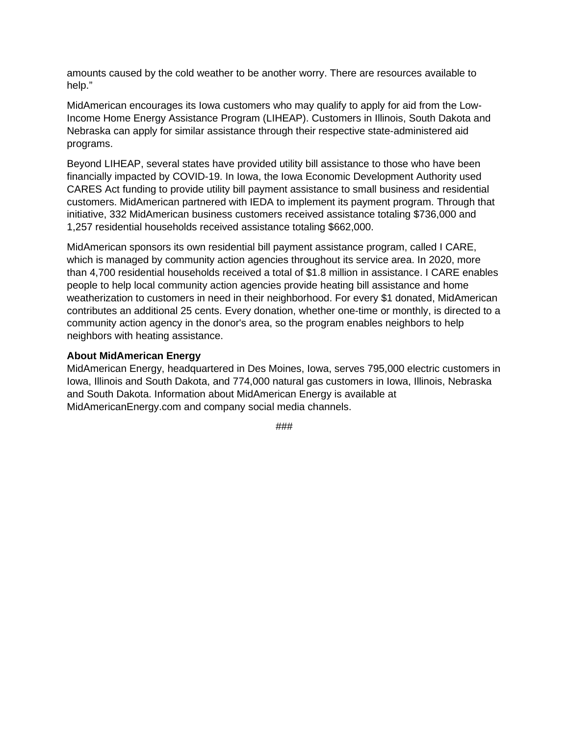amounts caused by the cold weather to be another worry. There are resources available to help."

MidAmerican encourages its Iowa customers who may qualify to apply for aid from the Low-Income Home Energy Assistance Program (LIHEAP). Customers in Illinois, South Dakota and Nebraska can apply for similar assistance through their respective state-administered aid programs.

Beyond LIHEAP, several states have provided utility bill assistance to those who have been financially impacted by COVID-19. In Iowa, the Iowa Economic Development Authority used CARES Act funding to provide utility bill payment assistance to small business and residential customers. MidAmerican partnered with IEDA to implement its payment program. Through that initiative, 332 MidAmerican business customers received assistance totaling $736,000 and 1,257 residential households received assistance totaling $662,000.

MidAmerican sponsors its own residential bill payment assistance program, called I CARE, which is managed by community action agencies throughout its service area. In 2020, more than 4,700 residential households received a total of $1.8 million in assistance. I CARE enables people to help local community action agencies provide heating bill assistance and home weatherization to customers in need in their neighborhood. For every $1 donated, MidAmerican contributes an additional 25 cents. Every donation, whether one-time or monthly, is directed to a community action agency in the donor's area, so the program enables neighbors to help neighbors with heating assistance.

**About MidAmerican Energy**

MidAmerican Energy, headquartered in Des Moines, Iowa, serves 795,000 electric customers in Iowa, Illinois and South Dakota, and 774,000 natural gas customers in Iowa, Illinois, Nebraska and South Dakota. Information about MidAmerican Energy is available at MidAmericanEnergy.com and company social media channels.

###